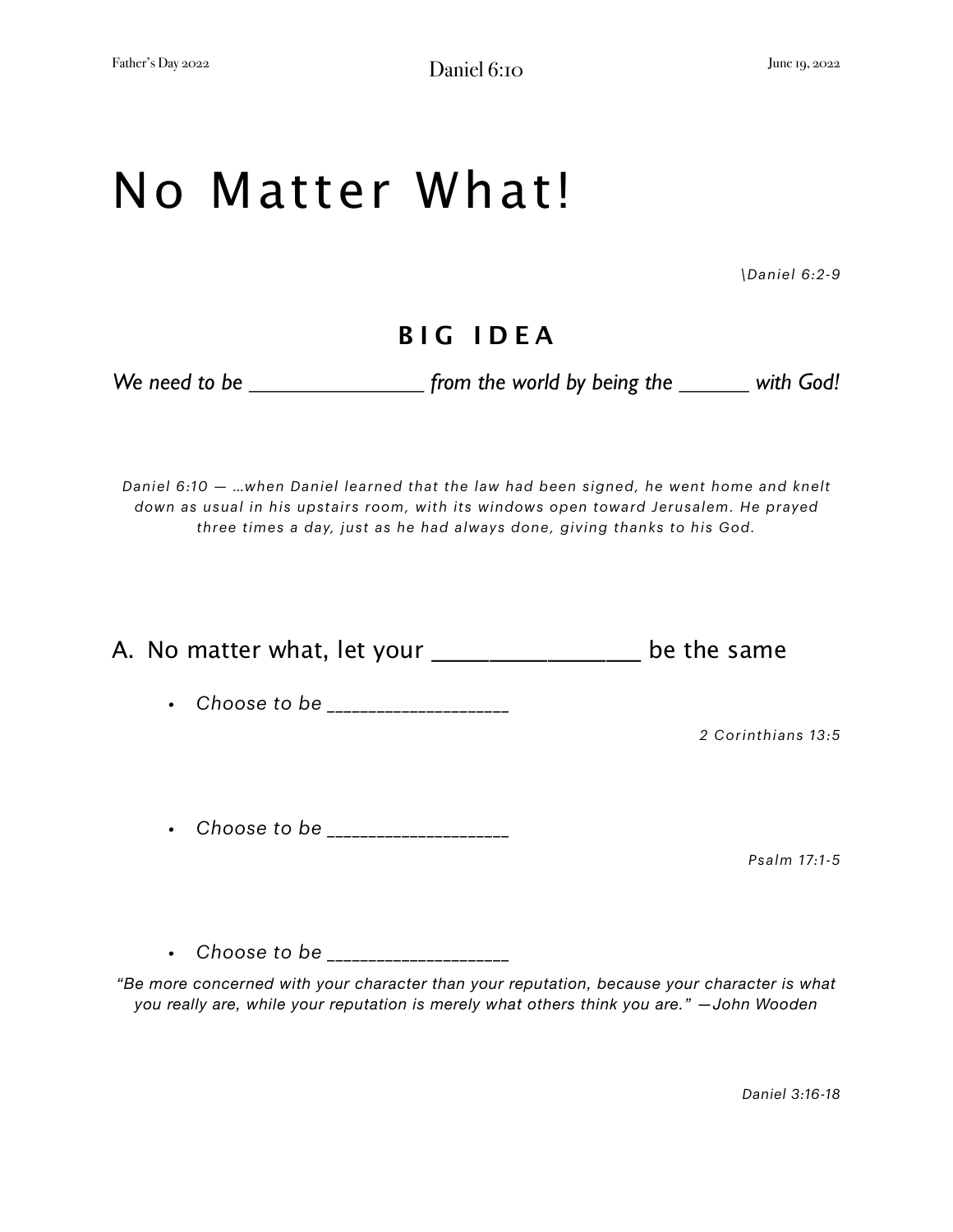# No Matter What!

*\Daniel 6:2-9*

## BIG IDEA

***We need to be ________________ from the world by being the ______ with God!***

*Daniel 6:10 — …when Daniel learned that the law had been signed, he went home and knelt down as usual in his upstairs room, with its windows open toward Jerusalem. He prayed three times a day, just as he had always done, giving thanks to his God.*

## A. No matter what, let your ________________ be the same

- *Choose to be ____________________*

*2 Corinthians 13:5*

- *Choose to be ____________________*

*Psalm 17:1-5*

- *Choose to be ____________________*

*"Be more concerned with your character than your reputation, because your character is what you really are, while your reputation is merely what others think you are." —John Wooden*

*Daniel 3:16-18*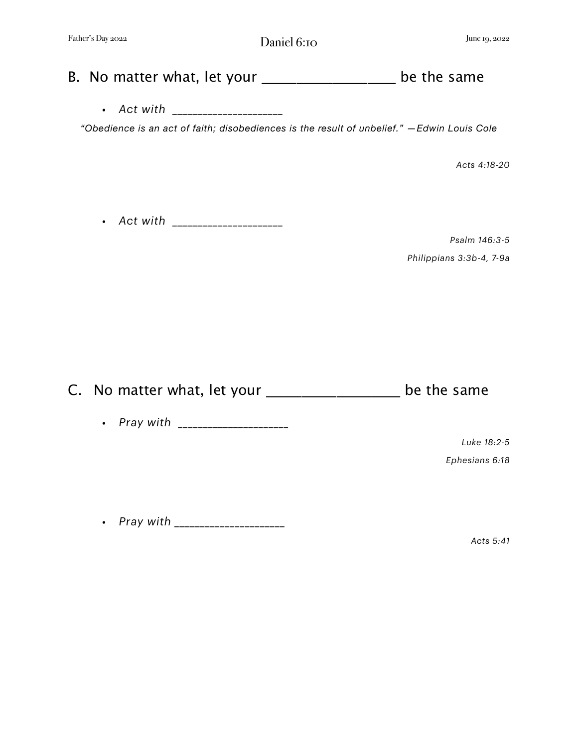## B. No matter what, let your ________________ be the same

- *Act with ___________________*

*"Obedience is an act of faith; disobediences is the result of unbelief." —Edwin Louis Cole*

*Acts 4:18-20*

- *Act with ___________________*

*Psalm 146:3-5*

*Philippians 3:3b-4, 7-9a*

## C. No matter what, let your ________________ be the same

- *Pray with ___________________*

*Luke 18:2-5*

*Ephesians 6:18*

- *Pray with ___________________*

*Acts 5:41*